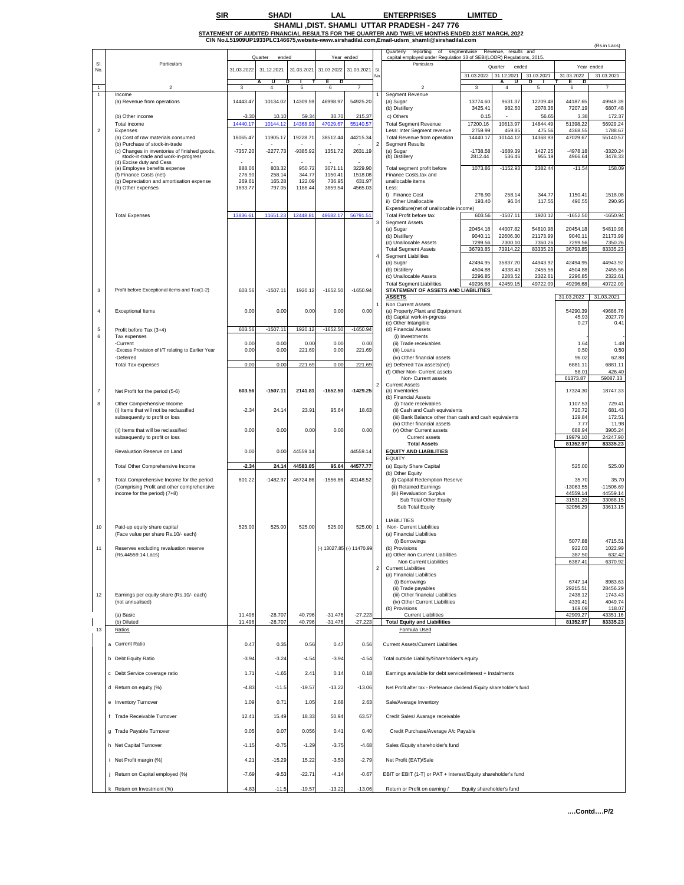# SIR SHADI LAL ENTERPRISES LIMITED

## SHAMLI ,DIST. SHAMLI UTTAR PRADESH - 247 776

**STATEMENT OF AUDITED FINANCIAL RESULTS FOR THE QUARTER AND TWELVE MONTHS ENDED 31ST MARCH, 2022**

**CIN No.L51909UP1933PLC146675,website-www.sirshadilal.com,Email-udsm_shamli@sirshadilal.com**

(Rs.in Lacs)

| Sl. No. | Particulars | Quarter ended 31.03.2022 | Quarter ended 31.12.2021 | Quarter ended 31.03.2021 | Year ended 31.03.2022 | Year ended 31.03.2021 |
|---|---|---|---|---|---|---|
| | | A U D I T E D | | | | |
| 1 | 2 | 3 | 4 | 5 | 6 | 7 |
| 1 | Income | | | | | |
| | (a) Revenue from operations | 14443.47 | 10134.02 | 14309.59 | 46998.97 | 54925.20 |
| | (b) Other income | -3.30 | 10.10 | 59.34 | 30.70 | 215.37 |
| | Total income | 14440.17 | 10144.12 | 14368.93 | 47029.67 | 55140.57 |
| 2 | Expenses | | | | | |
| | (a) Cost of raw materials consumed | 18065.47 | 11905.17 | 19228.71 | 38512.44 | 44215.34 |
| | (b) Purchase of stock-in-trade | - | - | - | - | - |
| | (c) Changes in inventories of finished goods, stock-in-trade and work-in-progress | -7357.20 | -2277.73 | -9385.92 | 1351.72 | 2631.19 |
| | (d) Excise duty and Cess | - | - | - | - | - |
| | (e) Employee benefits expense | 888.06 | 803.32 | 950.72 | 3071.11 | 3229.90 |
| | (f) Finance Costs (net) | 276.90 | 258.14 | 344.77 | 1150.41 | 1518.08 |
| | (g) Depreciation and amortisation expense | 269.61 | 165.28 | 122.09 | 736.95 | 631.97 |
| | (h) Other expenses | 1693.77 | 797.05 | 1188.44 | 3859.54 | 4565.03 |
| | Total Expenses | 13836.61 | 11651.23 | 12448.81 | 48682.17 | 56791.51 |
| 3 | Profit before Exceptional items and Tax(1-2) | 603.56 | -1507.11 | 1920.12 | -1652.50 | -1650.94 |
| 4 | Exceptional Items | 0.00 | 0.00 | 0.00 | 0.00 | 0.00 |
| 5 | Profit before Tax (3+4) | 603.56 | -1507.11 | 1920.12 | -1652.50 | -1650.94 |
| 6 | Tax expenses | | | | | |
| | -Current | 0.00 | 0.00 | 0.00 | 0.00 | 0.00 |
| | -Excess Provision of I/T relating to Earlier Year | 0.00 | 0.00 | 221.69 | 0.00 | 221.69 |
| | -Deferred | | | | | |
| | Total Tax expenses | 0.00 | 0.00 | 221.69 | 0.00 | 221.69 |
| 7 | Net Profit for the period (5-6) | 603.56 | -1507.11 | 2141.81 | -1652.50 | -1429.25 |
| 8 | Other Comprehensive Income | | | | | |
| | (i) Items that will not be reclassified subsequently to profit or loss | -2.34 | 24.14 | 23.91 | 95.64 | 18.63 |
| | (ii) Items that will be reclassified subsequently to profit or loss | 0.00 | 0.00 | 0.00 | 0.00 | 0.00 |
| | Revaluation Reserve on Land | 0.00 | 0.00 | 44559.14 | | 44559.14 |
| | Total Other Comprehensive Income | -2.34 | 24.14 | 44583.05 | 95.64 | 44577.77 |
| 9 | Total Comprehensive Income for the period (Comprising Profit and other comprehensive income for the period) (7+8) | 601.22 | -1482.97 | 46724.86 | -1556.86 | 43148.52 |
| 10 | Paid-up equity share capital (Face value per share Rs.10/- each) | 525.00 | 525.00 | 525.00 | 525.00 | 525.00 |
| 11 | Reserves excluding revaluation reserve (Rs.44559.14 Lacs) | | | | (-) 13027.85 | (-) 11470.99 |
| 12 | Earnings per equity share (Rs.10/- each) (not annualised) | | | | | |
| | (a) Basic | 11.496 | -28.707 | 40.796 | -31.476 | -27.223 |
| | (b) Diluted | 11.496 | -28.707 | 40.796 | -31.476 | -27.223 |
| 13 | Ratios | | | | | Formula Used |
| a | Current Ratio | 0.47 | 0.35 | 0.56 | 0.47 | 0.56 | Current Assets/Current Liabilities |
| b | Debt Equity Ratio | -3.94 | -3.24 | -4.54 | -3.94 | -4.54 | Total outside Liability/Shareholder's equity |
| c | Debt Service coverage ratio | 1.71 | -1.65 | 2.41 | 0.14 | 0.18 | Earnings available for debt service/Interest + Instalments |
| d | Return on equity (%) | -4.83 | -11.5 | -19.57 | -13.22 | -13.06 | Net Profit after tax - Preferance dividend /Equity shareholder's fund |
| e | Inventory Turnover | 1.09 | 0.71 | 1.05 | 2.68 | 2.63 | Sale/Average Inventory |
| f | Trade Receivable Turnover | 12.41 | 15.49 | 18.33 | 50.94 | 63.57 | Credit Sales/ Avarage receivable |
| g | Trade Payable Turnover | 0.05 | 0.07 | 0.056 | 0.41 | 0.40 | Credit Purchase/Average A/c Payable |
| h | Net Capital Turnover | -1.15 | -0.75 | -1.29 | -3.75 | -4.68 | Sales /Equity shareholder's fund |
| i | Net Profit margin (%) | 4.21 | -15.29 | 15.22 | -3.53 | -2.79 | Net Profit (EAT)/Sale |
| j | Return on Capital employed (%) | -7.69 | -9.53 | -22.71 | -4.14 | -0.67 | EBIT or EBIT (1-T) or PAT + Interest/Equity shareholder's fund |
| k | Return on Investment (%) | -4.83 | -11.5 | -19.57 | -13.22 | -13.06 | Return or Profit on earning / Equity shareholder's fund |

**Quarterly reporting of segmentwise Revenue, results and capital employed under Regulation 33 of SEBI(LODR) Regulations, 2015.**

| Sl. No. | Particulars | Quarter ended 31.03.2022 | Quarter ended 31.12.2021 | Quarter ended 31.03.2021 | Year ended 31.03.2022 | Year ended 31.03.2021 |
|---|---|---|---|---|---|---|
| | | A U D I T E D | | | | |
| | 2 | 3 | 4 | 5 | 6 | 7 |
| 1 | Segment Revenue | | | | | |
| | (a) Sugar | 13774.60 | 9631.37 | 12709.48 | 44187.65 | 49949.39 |
| | (b) Distillery | 3425.41 | 982.60 | 2078.36 | 7207.19 | 6807.48 |
| | c) Others | 0.15 | - | 56.65 | 3.38 | 172.37 |
| | Total Segment Revenue | 17200.16 | 10613.97 | 14844.49 | 51398.22 | 56929.24 |
| | Less: Inter Segment revenue | 2759.99 | 469.85 | 475.56 | 4368.55 | 1788.67 |
| | Total Revenue from operation | 14440.17 | 10144.12 | 14368.93 | 47029.67 | 55140.57 |
| 2 | Segment Results | | | | | |
| | (a) Sugar | -1738.58 | -1689.39 | 1427.25 | -4978.18 | -3320.24 |
| | (b) Distillery | 2812.44 | 536.46 | 955.19 | 4966.64 | 3478.33 |
| | Total segment profit before Finance Costs,tax and unallocable items | 1073.86 | -1152.93 | 2382.44 | -11.54 | 158.09 |
| | Less: | | | | | |
| | I) Finance Cost | 276.90 | 258.14 | 344.77 | 1150.41 | 1518.08 |
| | ii) Other Unallocable Expenditure(net of unallocable income) | 193.40 | 96.04 | 117.55 | 490.55 | 290.95 |
| | Total Profit before tax | 603.56 | -1507.11 | 1920.12 | -1652.50 | -1650.94 |
| 3 | Segment Assets | | | | | |
| | (a) Sugar | 20454.18 | 44007.82 | 54810.98 | 20454.18 | 54810.98 |
| | (b) Distillery | 9040.11 | 22606.30 | 21173.99 | 9040.11 | 21173.99 |
| | (c) Unallocable Assets | 7299.56 | 7300.10 | 7350.26 | 7299.56 | 7350.26 |
| | Total Segment Assets | 36793.85 | 73914.22 | 83335.23 | 36793.85 | 83335.23 |
| 4 | Segment Liabilities | | | | | |
| | (a) Sugar | 42494.95 | 35837.20 | 44943.92 | 42494.95 | 44943.92 |
| | (b) Distillery | 4504.88 | 4338.43 | 2455.56 | 4504.88 | 2455.56 |
| | (c) Unallocable Assets | 2296.85 | 2283.52 | 2322.61 | 2296.85 | 2322.61 |
| | Total Segment Liabilities | 49296.68 | 42459.15 | 49722.09 | 49296.68 | 49722.09 |

**STATEMENT OF ASSETS AND LIABILITIES**

| Sl. No. | Particulars | 31.03.2022 | 31.03.2021 |
|---|---|---|---|
| | **ASSETS** | | |
| 1 | Non Current Assets | | |
| | (a) Property,Plant and Equipment | 54290.39 | 49686.76 |
| | (b) Capital work-in-prgress | 45.93 | 2027.79 |
| | (c) Other Intangible | 0.27 | 0.41 |
| | (d) Financial Assets | | |
| | (i) Investments | - | - |
| | (ii) Trade receivables | 1.64 | 1.48 |
| | (iii) Loans | 0.50 | 0.50 |
| | (iv) Other financial assets | 96.02 | 62.88 |
| | (e) Deferred Tax assets(net) | 6881.11 | 6881.11 |
| | (f) Other Non- Current assets | 58.01 | 426.40 |
| | Non- Current assets | 61373.87 | 59087.33 |
| 2 | Current Assets | | |
| | (a) Inventories | 17324.30 | 18747.33 |
| | (b) Financial Assets | | |
| | (i) Trade receivables | 1107.53 | 729.41 |
| | (ii) Cash and Cash equivalents | 720.72 | 681.43 |
| | (iii) Bank Balance other than cash and cash equivalents | 129.84 | 172.51 |
| | (iv) Other financial assets | 7.77 | 11.98 |
| | (v) Other Current assets | 688.94 | 3905.24 |
| | Current assets | 19979.10 | 24247.90 |
| | **Total Assets** | 81352.97 | 83335.23 |
| | **EQUITY AND LIABILITIES** | | |
| | EQUITY | | |
| | (a) Equity Share Capital | 525.00 | 525.00 |
| | (b) Other Equity | | |
| | (i) Capital Redemption Reserve | 35.70 | 35.70 |
| | (ii) Retained Earnings | -13063.55 | -11506.69 |
| | (iii) Revaluation Surplus | 44559.14 | 44559.14 |
| | Sub Total Other Equity | 31531.29 | 33088.15 |
| | Sub Total Equity | 32056.29 | 33613.15 |
| | LIABILITIES | | |
| 1 | Non- Current Liabilities | | |
| | (a) Financial Liabilities | | |
| | (i) Borrowings | 5077.88 | 4715.51 |
| | (b) Provisions | 922.03 | 1022.99 |
| | (c) Other non Current Liabilities | 387.50 | 632.42 |
| | Non Current Liabilities | 6387.41 | 6370.92 |
| 2 | Current Liabilities | | |
| | (a) Financial Liabilities | | |
| | (i) Borrowings | 6747.14 | 8983.63 |
| | (ii) Trade payables | 29215.51 | 28456.29 |
| | (iii) Other financial Liabilities | 2438.12 | 1743.43 |
| | (iv) Other Current Liabilities | 4339.41 | 4049.74 |
| | (b) Provisions | 169.09 | 118.07 |
| | Current Liabilities | 42909.27 | 43351.16 |
| | **Total Equity and Liabilities** | 81352.97 | 83335.23 |

....Contd....P/2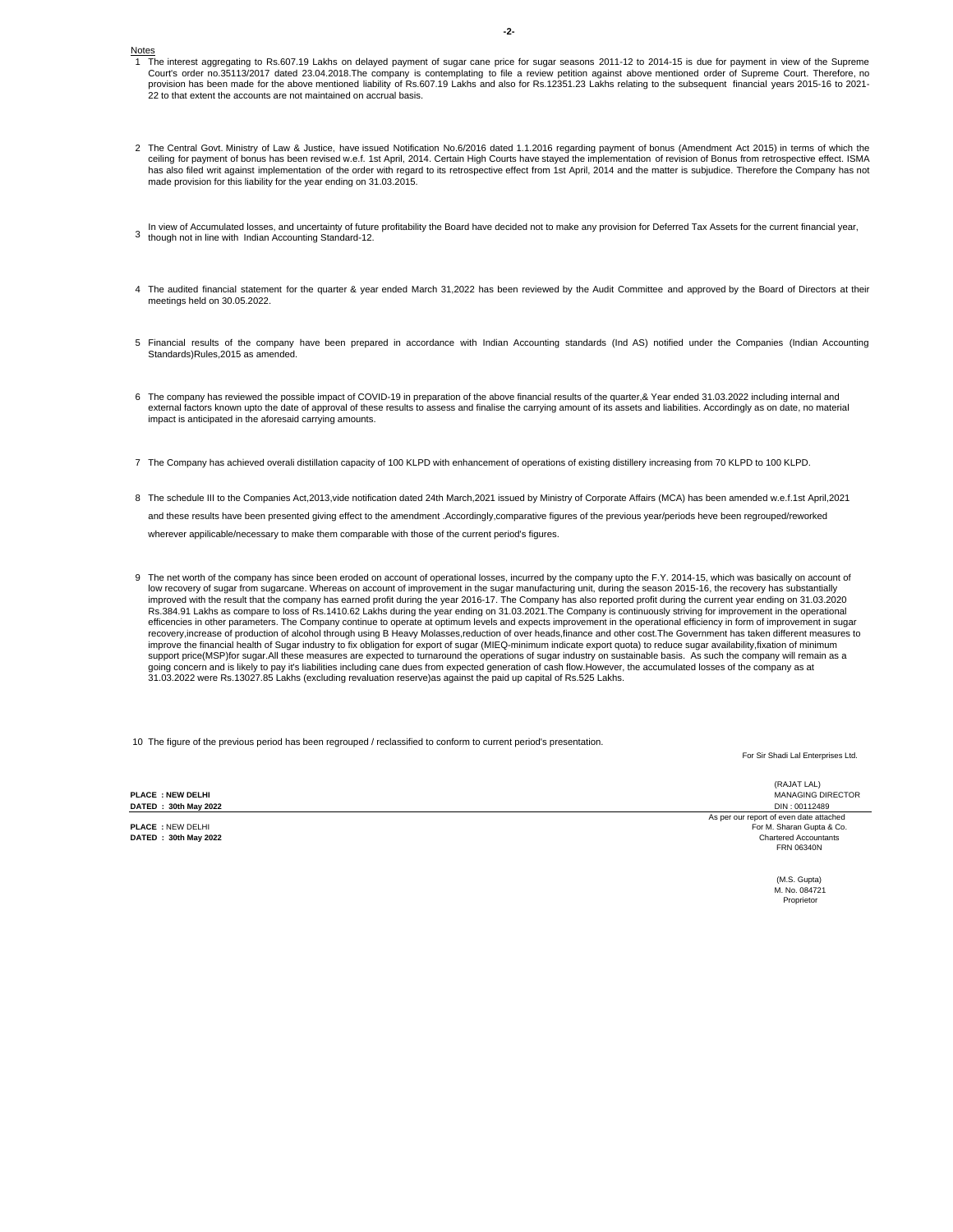Notes

1. The interest aggregating to Rs.607.19 Lakhs on delayed payment of sugar cane price for sugar seasons 2011-12 to 2014-15 is due for payment in view of the Supreme Court's order no.35113/2017 dated 23.04.2018.The company is contemplating to file a review petition against above mentioned order of Supreme Court. Therefore, no provision has been made for the above mentioned liability of Rs.607.19 Lakhs and also for Rs.12351.23 Lakhs relating to the subsequent financial years 2015-16 to 2021-22 to that extent the accounts are not maintained on accrual basis.

2. The Central Govt. Ministry of Law & Justice, have issued Notification No.6/2016 dated 1.1.2016 regarding payment of bonus (Amendment Act 2015) in terms of which the ceiling for payment of bonus has been revised w.e.f. 1st April, 2014. Certain High Courts have stayed the implementation of revision of Bonus from retrospective effect. ISMA has also filed writ against implementation of the order with regard to its retrospective effect from 1st April, 2014 and the matter is subjudice. Therefore the Company has not made provision for this liability for the year ending on 31.03.2015.

3. In view of Accumulated losses, and uncertainty of future profitability the Board have decided not to make any provision for Deferred Tax Assets for the current financial year, though not in line with Indian Accounting Standard-12.

4. The audited financial statement for the quarter & year ended March 31,2022 has been reviewed by the Audit Committee and approved by the Board of Directors at their meetings held on 30.05.2022.

5. Financial results of the company have been prepared in accordance with Indian Accounting standards (Ind AS) notified under the Companies (Indian Accounting Standards)Rules,2015 as amended.

6. The company has reviewed the possible impact of COVID-19 in preparation of the above financial results of the quarter,& Year ended 31.03.2022 including internal and external factors known upto the date of approval of these results to assess and finalise the carrying amount of its assets and liabilities. Accordingly as on date, no material impact is anticipated in the aforesaid carrying amounts.

7. The Company has achieved overali distillation capacity of 100 KLPD with enhancement of operations of existing distillery increasing from 70 KLPD to 100 KLPD.

8. The schedule III to the Companies Act,2013,vide notification dated 24th March,2021 issued by Ministry of Corporate Affairs (MCA) has been amended w.e.f.1st April,2021 and these results have been presented giving effect to the amendment .Accordingly,comparative figures of the previous year/periods heve been regrouped/reworked wherever appilicable/necessary to make them comparable with those of the current period's figures.

9. The net worth of the company has since been eroded on account of operational losses, incurred by the company upto the F.Y. 2014-15, which was basically on account of low recovery of sugar from sugarcane. Whereas on account of improvement in the sugar manufacturing unit, during the season 2015-16, the recovery has substantially improved with the result that the company has earned profit during the year 2016-17. The Company has also reported profit during the current year ending on 31.03.2020 Rs.384.91 Lakhs as compare to loss of Rs.1410.62 Lakhs during the year ending on 31.03.2021.The Company is continuously striving for improvement in the operational efficencies in other parameters. The Company continue to operate at optimum levels and expects improvement in the operational efficiency in form of improvement in sugar recovery,increase of production of alcohol through using B Heavy Molasses,reduction of over heads,finance and other cost.The Government has taken different measures to improve the financial health of Sugar industry to fix obligation for export of sugar (MIEQ-minimum indicate export quota) to reduce sugar availability,fixation of minimum support price(MSP)for sugar.All these measures are expected to turnaround the operations of sugar industry on sustainable basis. As such the company will remain as a going concern and is likely to pay it's liabilities including cane dues from expected generation of cash flow.However, the accumulated losses of the company as at 31.03.2022 were Rs.13027.85 Lakhs (excluding revaluation reserve)as against the paid up capital of Rs.525 Lakhs.

10. The figure of the previous period has been regrouped / reclassified to conform to current period's presentation.

For Sir Shadi Lal Enterprises Ltd.

**PLACE : NEW DELHI**
**DATED : 30th May 2022**

(RAJAT LAL)
MANAGING DIRECTOR
DIN : 00112489

As per our report of even date attached
For M. Sharan Gupta & Co.
Chartered Accountants
FRN 06340N

**PLACE :** NEW DELHI
**DATED : 30th May 2022**

(M.S. Gupta)
M. No. 084721
Proprietor